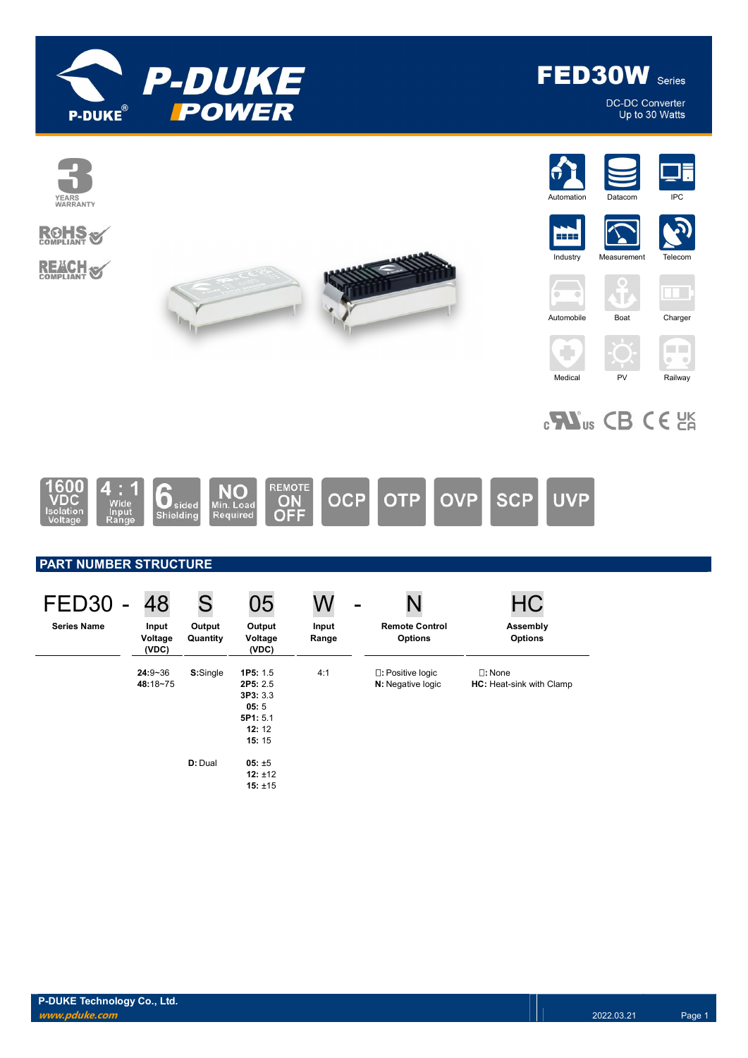# FED30W Series

DC-DC Converter
Up to 30 Watts

3 YEARS WARRANTY

RoHS COMPLIANT

REACH COMPLIANT

Automation | Datacom | IPC | Industry | Measurement | Telecom | Automobile | Boat | Charger | Medical | PV | Railway

1600 VDC Isolation Voltage | 4 : 1 Wide Input Range | 6 sided Shielding | NO Min. Load Required | REMOTE ON OFF | OCP | OTP | OVP | SCP | UVP

## PART NUMBER STRUCTURE

| FED30 - | 48 | S | 05 | W | - | N | HC |
|---|---|---|---|---|---|---|---|
| **Series Name** | **Input Voltage (VDC)** | **Output Quantity** | **Output Voltage (VDC)** | **Input Range** | | **Remote Control Options** | **Assembly Options** |
| | **24:**9~36<br>**48:**18~75 | **S:**Single | **1P5:** 1.5<br>**2P5:** 2.5<br>**3P3:** 3.3<br>**05:** 5<br>**5P1:** 5.1<br>**12:** 12<br>**15:** 15 | 4:1 | | □: Positive logic<br>**N:** Negative logic | □: None<br>**HC:** Heat-sink with Clamp |
| | | **D:** Dual | **05:** ±5<br>**12:** ±12<br>**15:** ±15 | | | | |

P-DUKE Technology Co., Ltd.
www.pduke.com

2022.03.21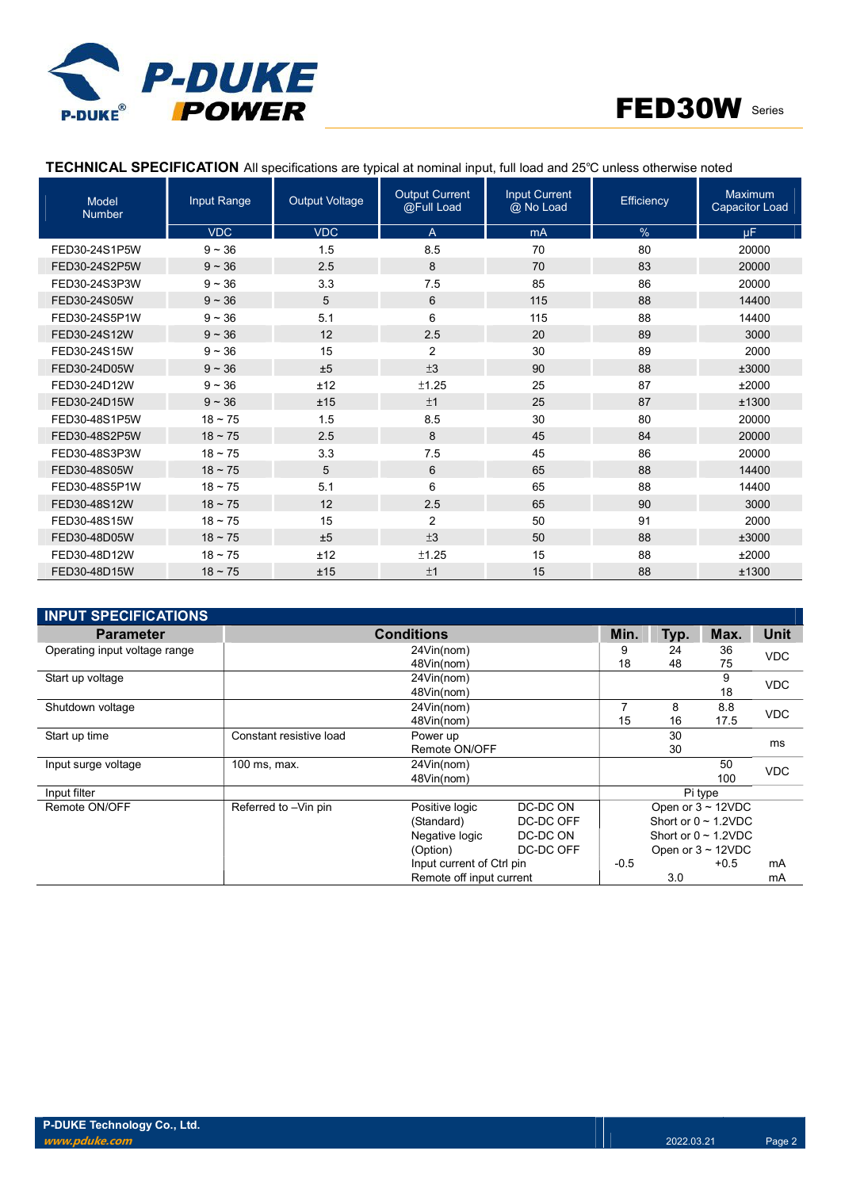## TECHNICAL SPECIFICATION All specifications are typical at nominal input, full load and 25℃ unless otherwise noted

| Model Number | Input Range | Output Voltage | Output Current @Full Load | Input Current @ No Load | Efficiency | Maximum Capacitor Load |
|---|---|---|---|---|---|---|
| | VDC | VDC | A | mA | % | µF |
| FED30-24S1P5W | 9 ~ 36 | 1.5 | 8.5 | 70 | 80 | 20000 |
| FED30-24S2P5W | 9 ~ 36 | 2.5 | 8 | 70 | 83 | 20000 |
| FED30-24S3P3W | 9 ~ 36 | 3.3 | 7.5 | 85 | 86 | 20000 |
| FED30-24S05W | 9 ~ 36 | 5 | 6 | 115 | 88 | 14400 |
| FED30-24S5P1W | 9 ~ 36 | 5.1 | 6 | 115 | 88 | 14400 |
| FED30-24S12W | 9 ~ 36 | 12 | 2.5 | 20 | 89 | 3000 |
| FED30-24S15W | 9 ~ 36 | 15 | 2 | 30 | 89 | 2000 |
| FED30-24D05W | 9 ~ 36 | ±5 | ±3 | 90 | 88 | ±3000 |
| FED30-24D12W | 9 ~ 36 | ±12 | ±1.25 | 25 | 87 | ±2000 |
| FED30-24D15W | 9 ~ 36 | ±15 | ±1 | 25 | 87 | ±1300 |
| FED30-48S1P5W | 18 ~ 75 | 1.5 | 8.5 | 30 | 80 | 20000 |
| FED30-48S2P5W | 18 ~ 75 | 2.5 | 8 | 45 | 84 | 20000 |
| FED30-48S3P3W | 18 ~ 75 | 3.3 | 7.5 | 45 | 86 | 20000 |
| FED30-48S05W | 18 ~ 75 | 5 | 6 | 65 | 88 | 14400 |
| FED30-48S5P1W | 18 ~ 75 | 5.1 | 6 | 65 | 88 | 14400 |
| FED30-48S12W | 18 ~ 75 | 12 | 2.5 | 65 | 90 | 3000 |
| FED30-48S15W | 18 ~ 75 | 15 | 2 | 50 | 91 | 2000 |
| FED30-48D05W | 18 ~ 75 | ±5 | ±3 | 50 | 88 | ±3000 |
| FED30-48D12W | 18 ~ 75 | ±12 | ±1.25 | 15 | 88 | ±2000 |
| FED30-48D15W | 18 ~ 75 | ±15 | ±1 | 15 | 88 | ±1300 |

## INPUT SPECIFICATIONS

| Parameter | Conditions | | | Min. | Typ. | Max. | Unit |
|---|---|---|---|---|---|---|---|
| Operating input voltage range | | 24Vin(nom) | | 9 | 24 | 36 | VDC |
| | | 48Vin(nom) | | 18 | 48 | 75 | |
| Start up voltage | | 24Vin(nom) | | | | 9 | VDC |
| | | 48Vin(nom) | | | | 18 | |
| Shutdown voltage | | 24Vin(nom) | | 7 | 8 | 8.8 | VDC |
| | | 48Vin(nom) | | 15 | 16 | 17.5 | |
| Start up time | Constant resistive load | Power up | | | 30 | | ms |
| | | Remote ON/OFF | | | 30 | | |
| Input surge voltage | 100 ms, max. | 24Vin(nom) | | | | 50 | VDC |
| | | 48Vin(nom) | | | | 100 | |
| Input filter | | | | Pi type | | | |
| Remote ON/OFF | Referred to –Vin pin | Positive logic | DC-DC ON | Open or 3 ~ 12VDC | | | |
| | | (Standard) | DC-DC OFF | Short or 0 ~ 1.2VDC | | | |
| | | Negative logic | DC-DC ON | Short or 0 ~ 1.2VDC | | | |
| | | (Option) | DC-DC OFF | Open or 3 ~ 12VDC | | | |
| | | Input current of Ctrl pin | | -0.5 | | +0.5 | mA |
| | | Remote off input current | | | 3.0 | | mA |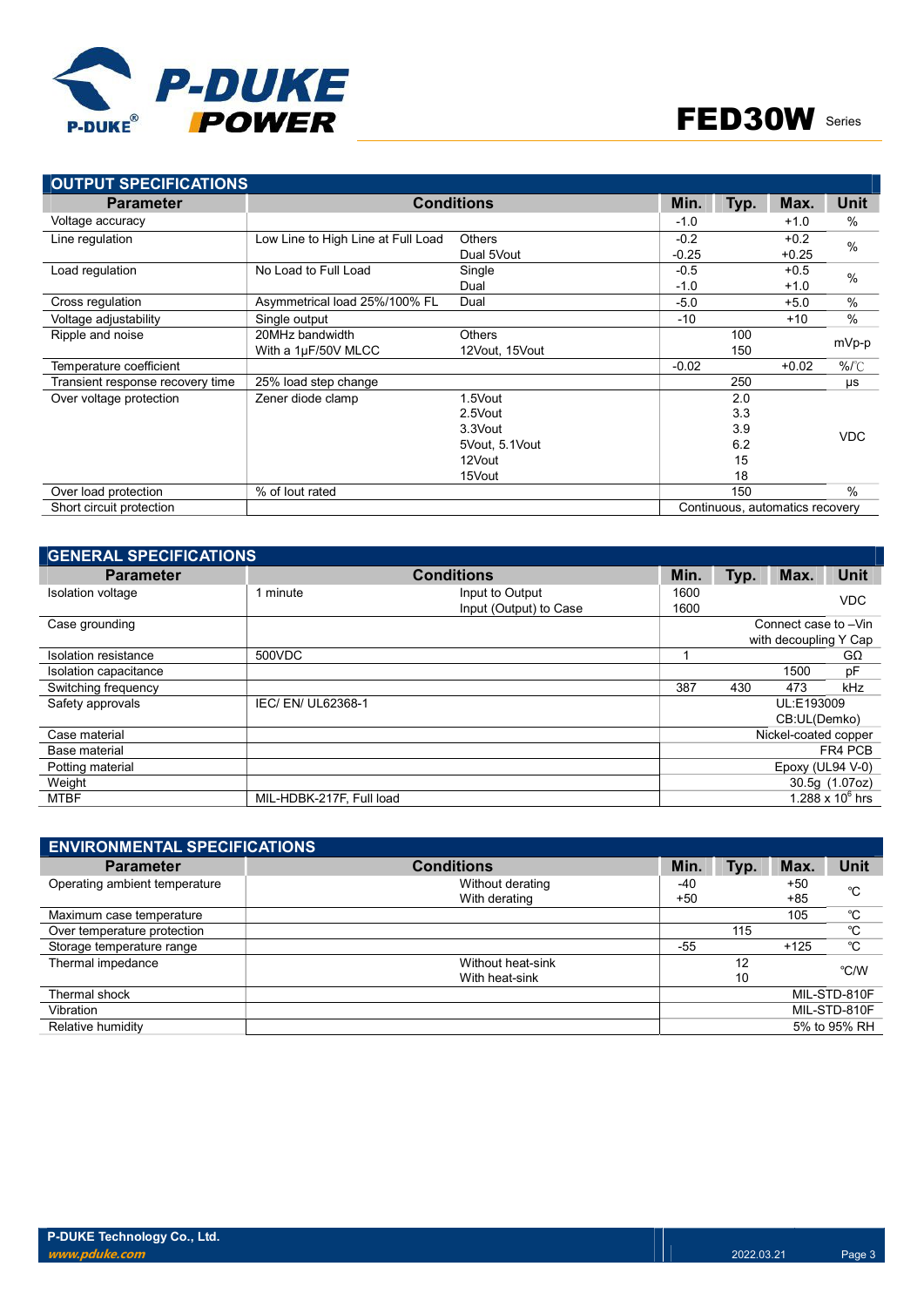## OUTPUT SPECIFICATIONS

| Parameter | Conditions | | Min. | Typ. | Max. | Unit |
|---|---|---|---|---|---|---|
| Voltage accuracy | | | -1.0 | | +1.0 | % |
| Line regulation | Low Line to High Line at Full Load | Others<br>Dual 5Vout | -0.2<br>-0.25 | | +0.2<br>+0.25 | % |
| Load regulation | No Load to Full Load | Single<br>Dual | -0.5<br>-1.0 | | +0.5<br>+1.0 | % |
| Cross regulation | Asymmetrical load 25%/100% FL | Dual | -5.0 | | +5.0 | % |
| Voltage adjustability | Single output | | -10 | | +10 | % |
| Ripple and noise | 20MHz bandwidth<br>With a 1μF/50V MLCC | Others<br>12Vout, 15Vout | | 100<br>150 | | mVp-p |
| Temperature coefficient | | | -0.02 | | +0.02 | %/℃ |
| Transient response recovery time | 25% load step change | | | 250 | | μs |
| Over voltage protection | Zener diode clamp | 1.5Vout<br>2.5Vout<br>3.3Vout<br>5Vout, 5.1Vout<br>12Vout<br>15Vout | | 2.0<br>3.3<br>3.9<br>6.2<br>15<br>18 | | VDC |
| Over load protection | % of Iout rated | | | 150 | | % |
| Short circuit protection | | | Continuous, automatics recovery | | | |

## GENERAL SPECIFICATIONS

| Parameter | Conditions | | Min. | Typ. | Max. | Unit |
|---|---|---|---|---|---|---|
| Isolation voltage | 1 minute | Input to Output<br>Input (Output) to Case | 1600<br>1600 | | | VDC |
| Case grounding | | | Connect case to –Vin with decoupling Y Cap | | | |
| Isolation resistance | 500VDC | | 1 | | | GΩ |
| Isolation capacitance | | | | | 1500 | pF |
| Switching frequency | | | 387 | 430 | 473 | kHz |
| Safety approvals | IEC/ EN/ UL62368-1 | | UL:E193009<br>CB:UL(Demko) | | | |
| Case material | | | Nickel-coated copper | | | |
| Base material | | | FR4 PCB | | | |
| Potting material | | | Epoxy (UL94 V-0) | | | |
| Weight | | | 30.5g (1.07oz) | | | |
| MTBF | MIL-HDBK-217F, Full load | | $1.288 \times 10^{6}$ hrs | | | |

## ENVIRONMENTAL SPECIFICATIONS

| Parameter | Conditions | | Min. | Typ. | Max. | Unit |
|---|---|---|---|---|---|---|
| Operating ambient temperature | | Without derating<br>With derating | -40<br>+50 | | +50<br>+85 | ℃ |
| Maximum case temperature | | | | | 105 | ℃ |
| Over temperature protection | | | | 115 | | ℃ |
| Storage temperature range | | | -55 | | +125 | ℃ |
| Thermal impedance | | Without heat-sink<br>With heat-sink | | 12<br>10 | | ℃/W |
| Thermal shock | | | MIL-STD-810F | | | |
| Vibration | | | MIL-STD-810F | | | |
| Relative humidity | | | 5% to 95% RH | | | |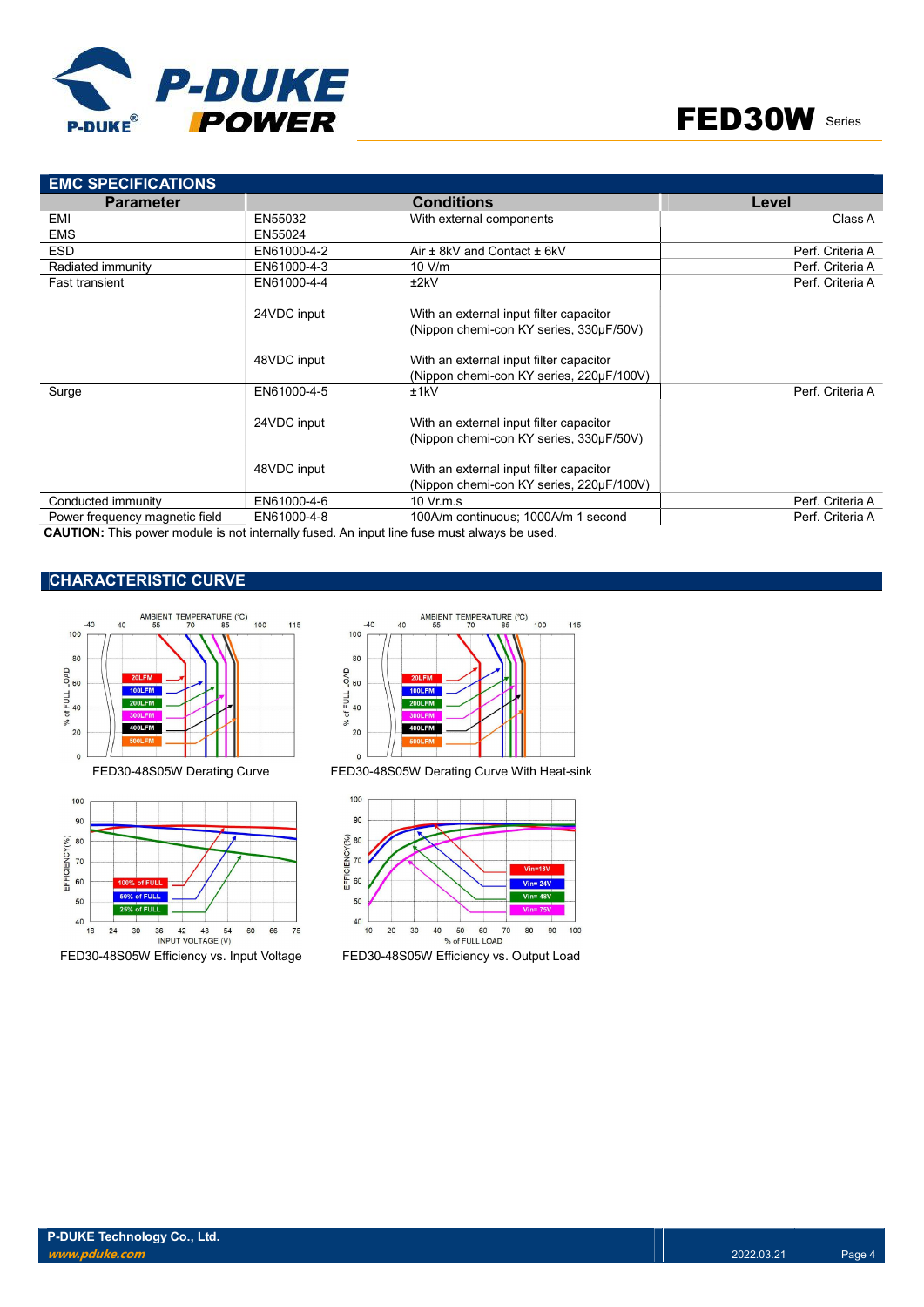## EMC SPECIFICATIONS

| Parameter | | Conditions | Level |
|---|---|---|---|
| EMI | EN55032 | With external components | Class A |
| EMS | EN55024 | | |
| ESD | EN61000-4-2 | Air ± 8kV and Contact ± 6kV | Perf. Criteria A |
| Radiated immunity | EN61000-4-3 | 10 V/m | Perf. Criteria A |
| Fast transient | EN61000-4-4 | ±2kV | Perf. Criteria A |
| | 24VDC input | With an external input filter capacitor (Nippon chemi-con KY series, 330µF/50V) | |
| | 48VDC input | With an external input filter capacitor (Nippon chemi-con KY series, 220µF/100V) | |
| Surge | EN61000-4-5 | ±1kV | Perf. Criteria A |
| | 24VDC input | With an external input filter capacitor (Nippon chemi-con KY series, 330µF/50V) | |
| | 48VDC input | With an external input filter capacitor (Nippon chemi-con KY series, 220µF/100V) | |
| Conducted immunity | EN61000-4-6 | 10 Vr.m.s | Perf. Criteria A |
| Power frequency magnetic field | EN61000-4-8 | 100A/m continuous; 1000A/m 1 second | Perf. Criteria A |

**CAUTION:** This power module is not internally fused. An input line fuse must always be used.

## CHARACTERISTIC CURVE

FED30-48S05W Derating Curve

FED30-48S05W Derating Curve With Heat-sink

FED30-48S05W Efficiency vs. Input Voltage

FED30-48S05W Efficiency vs. Output Load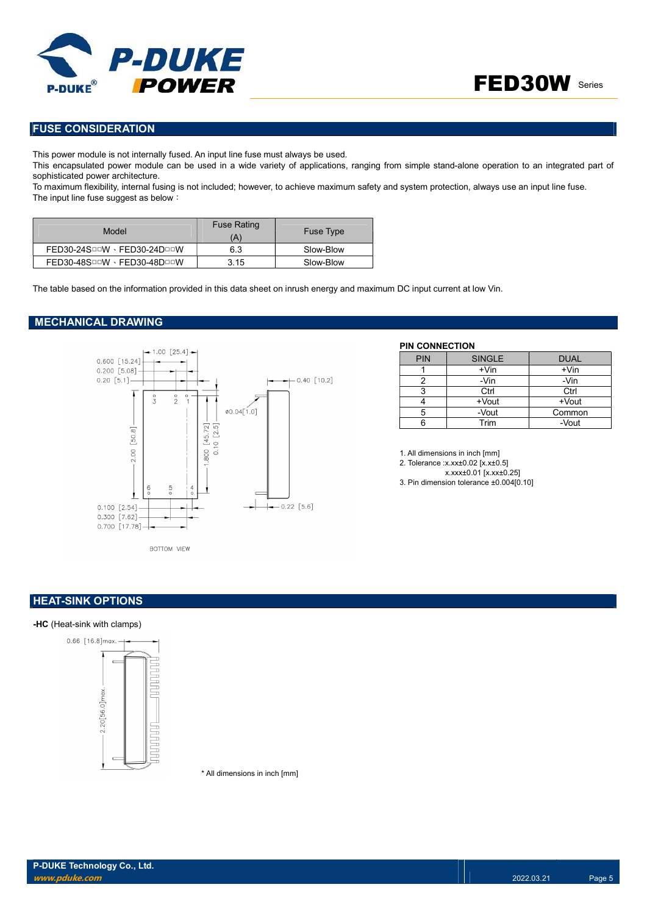## FUSE CONSIDERATION

This power module is not internally fused. An input line fuse must always be used.
This encapsulated power module can be used in a wide variety of applications, ranging from simple stand-alone operation to an integrated part of sophisticated power architecture.
To maximum flexibility, internal fusing is not included; however, to achieve maximum safety and system protection, always use an input line fuse.
The input line fuse suggest as below：

| Model | Fuse Rating (A) | Fuse Type |
|---|---|---|
| FED30-24S□□W、FED30-24D□□W | 6.3 | Slow-Blow |
| FED30-48S□□W、FED30-48D□□W | 3.15 | Slow-Blow |

The table based on the information provided in this data sheet on inrush energy and maximum DC input current at low Vin.

## MECHANICAL DRAWING

**PIN CONNECTION**

| PIN | SINGLE | DUAL |
|---|---|---|
| 1 | +Vin | +Vin |
| 2 | -Vin | -Vin |
| 3 | Ctrl | Ctrl |
| 4 | +Vout | +Vout |
| 5 | -Vout | Common |
| 6 | Trim | -Vout |

1. All dimensions in inch [mm]
2. Tolerance :x.xx±0.02 [x.x±0.5]
   x.xxx±0.01 [x.xx±0.25]
3. Pin dimension tolerance ±0.004[0.10]

## HEAT-SINK OPTIONS

**-HC** (Heat-sink with clamps)

\* All dimensions in inch [mm]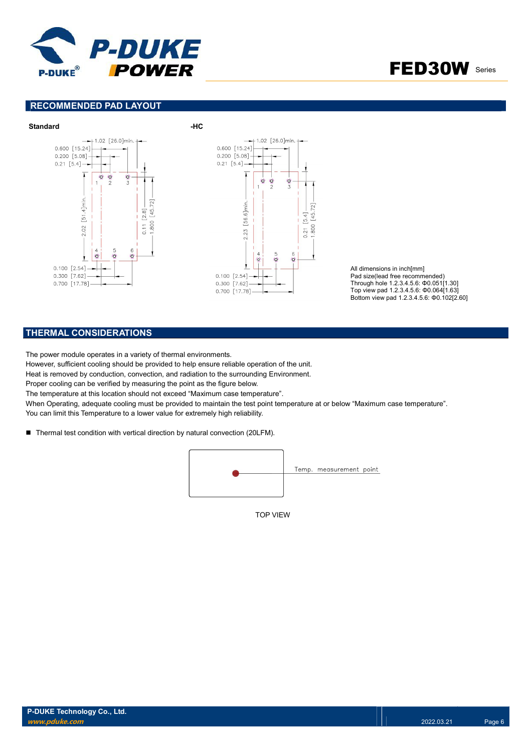## RECOMMENDED PAD LAYOUT

**Standard**

**-HC**

All dimensions in inch[mm]
Pad size(lead free recommended)
Through hole 1.2.3.4.5.6: Φ0.051[1.30]
Top view pad 1.2.3.4.5.6: Φ0.064[1.63]
Bottom view pad 1.2.3.4.5.6: Φ0.102[2.60]

## THERMAL CONSIDERATIONS

The power module operates in a variety of thermal environments.
However, sufficient cooling should be provided to help ensure reliable operation of the unit.
Heat is removed by conduction, convection, and radiation to the surrounding Environment.
Proper cooling can be verified by measuring the point as the figure below.
The temperature at this location should not exceed "Maximum case temperature".
When Operating, adequate cooling must be provided to maintain the test point temperature at or below "Maximum case temperature".
You can limit this Temperature to a lower value for extremely high reliability.

- Thermal test condition with vertical direction by natural convection (20LFM).

Temp. measurement point

TOP VIEW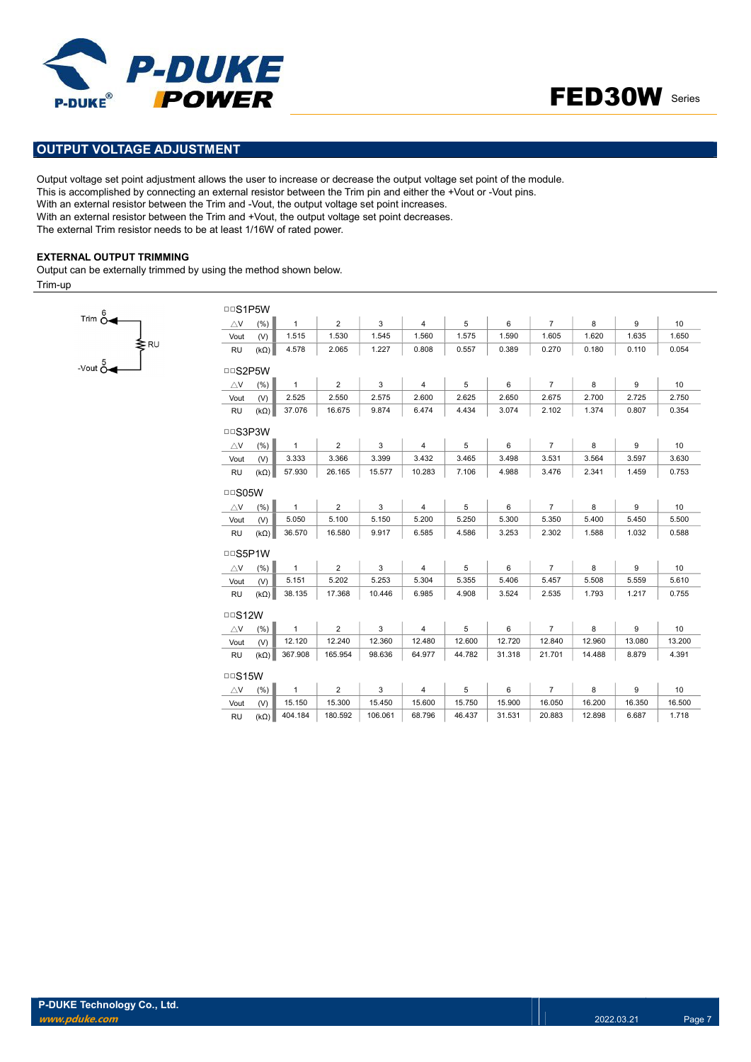## OUTPUT VOLTAGE ADJUSTMENT

Output voltage set point adjustment allows the user to increase or decrease the output voltage set point of the module.
This is accomplished by connecting an external resistor between the Trim pin and either the +Vout or -Vout pins.
With an external resistor between the Trim and -Vout, the output voltage set point increases.
With an external resistor between the Trim and +Vout, the output voltage set point decreases.
The external Trim resistor needs to be at least 1/16W of rated power.

### EXTERNAL OUTPUT TRIMMING

Output can be externally trimmed by using the method shown below.

Trim-up

Trim 6 — RU — -Vout 5

□□S1P5W

| △V (%) | 1 | 2 | 3 | 4 | 5 | 6 | 7 | 8 | 9 | 10 |
|---|---|---|---|---|---|---|---|---|---|---|
| Vout (V) | 1.515 | 1.530 | 1.545 | 1.560 | 1.575 | 1.590 | 1.605 | 1.620 | 1.635 | 1.650 |
| RU (kΩ) | 4.578 | 2.065 | 1.227 | 0.808 | 0.557 | 0.389 | 0.270 | 0.180 | 0.110 | 0.054 |

□□S2P5W

| △V (%) | 1 | 2 | 3 | 4 | 5 | 6 | 7 | 8 | 9 | 10 |
|---|---|---|---|---|---|---|---|---|---|---|
| Vout (V) | 2.525 | 2.550 | 2.575 | 2.600 | 2.625 | 2.650 | 2.675 | 2.700 | 2.725 | 2.750 |
| RU (kΩ) | 37.076 | 16.675 | 9.874 | 6.474 | 4.434 | 3.074 | 2.102 | 1.374 | 0.807 | 0.354 |

□□S3P3W

| △V (%) | 1 | 2 | 3 | 4 | 5 | 6 | 7 | 8 | 9 | 10 |
|---|---|---|---|---|---|---|---|---|---|---|
| Vout (V) | 3.333 | 3.366 | 3.399 | 3.432 | 3.465 | 3.498 | 3.531 | 3.564 | 3.597 | 3.630 |
| RU (kΩ) | 57.930 | 26.165 | 15.577 | 10.283 | 7.106 | 4.988 | 3.476 | 2.341 | 1.459 | 0.753 |

□□S05W

| △V (%) | 1 | 2 | 3 | 4 | 5 | 6 | 7 | 8 | 9 | 10 |
|---|---|---|---|---|---|---|---|---|---|---|
| Vout (V) | 5.050 | 5.100 | 5.150 | 5.200 | 5.250 | 5.300 | 5.350 | 5.400 | 5.450 | 5.500 |
| RU (kΩ) | 36.570 | 16.580 | 9.917 | 6.585 | 4.586 | 3.253 | 2.302 | 1.588 | 1.032 | 0.588 |

□□S5P1W

| △V (%) | 1 | 2 | 3 | 4 | 5 | 6 | 7 | 8 | 9 | 10 |
|---|---|---|---|---|---|---|---|---|---|---|
| Vout (V) | 5.151 | 5.202 | 5.253 | 5.304 | 5.355 | 5.406 | 5.457 | 5.508 | 5.559 | 5.610 |
| RU (kΩ) | 38.135 | 17.368 | 10.446 | 6.985 | 4.908 | 3.524 | 2.535 | 1.793 | 1.217 | 0.755 |

□□S12W

| △V (%) | 1 | 2 | 3 | 4 | 5 | 6 | 7 | 8 | 9 | 10 |
|---|---|---|---|---|---|---|---|---|---|---|
| Vout (V) | 12.120 | 12.240 | 12.360 | 12.480 | 12.600 | 12.720 | 12.840 | 12.960 | 13.080 | 13.200 |
| RU (kΩ) | 367.908 | 165.954 | 98.636 | 64.977 | 44.782 | 31.318 | 21.701 | 14.488 | 8.879 | 4.391 |

□□S15W

| △V (%) | 1 | 2 | 3 | 4 | 5 | 6 | 7 | 8 | 9 | 10 |
|---|---|---|---|---|---|---|---|---|---|---|
| Vout (V) | 15.150 | 15.300 | 15.450 | 15.600 | 15.750 | 15.900 | 16.050 | 16.200 | 16.350 | 16.500 |
| RU (kΩ) | 404.184 | 180.592 | 106.061 | 68.796 | 46.437 | 31.531 | 20.883 | 12.898 | 6.687 | 1.718 |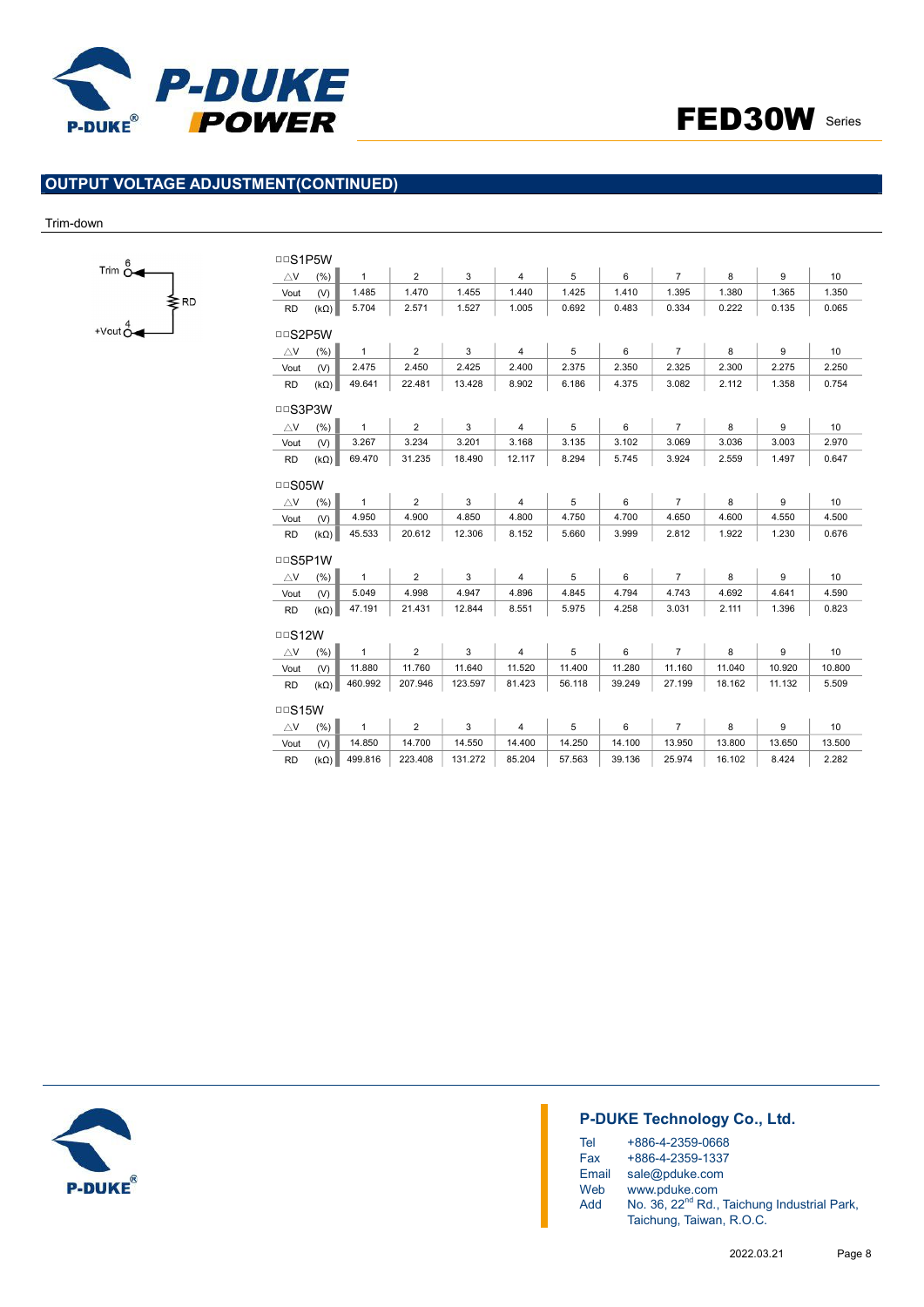## OUTPUT VOLTAGE ADJUSTMENT(CONTINUED)

Trim-down

Trim 6
RD
+Vout 4

□□S1P5W

| △V (%) | 1 | 2 | 3 | 4 | 5 | 6 | 7 | 8 | 9 | 10 |
|---|---|---|---|---|---|---|---|---|---|---|
| Vout (V) | 1.485 | 1.470 | 1.455 | 1.440 | 1.425 | 1.410 | 1.395 | 1.380 | 1.365 | 1.350 |
| RD (kΩ) | 5.704 | 2.571 | 1.527 | 1.005 | 0.692 | 0.483 | 0.334 | 0.222 | 0.135 | 0.065 |

□□S2P5W

| △V (%) | 1 | 2 | 3 | 4 | 5 | 6 | 7 | 8 | 9 | 10 |
|---|---|---|---|---|---|---|---|---|---|---|
| Vout (V) | 2.475 | 2.450 | 2.425 | 2.400 | 2.375 | 2.350 | 2.325 | 2.300 | 2.275 | 2.250 |
| RD (kΩ) | 49.641 | 22.481 | 13.428 | 8.902 | 6.186 | 4.375 | 3.082 | 2.112 | 1.358 | 0.754 |

□□S3P3W

| △V (%) | 1 | 2 | 3 | 4 | 5 | 6 | 7 | 8 | 9 | 10 |
|---|---|---|---|---|---|---|---|---|---|---|
| Vout (V) | 3.267 | 3.234 | 3.201 | 3.168 | 3.135 | 3.102 | 3.069 | 3.036 | 3.003 | 2.970 |
| RD (kΩ) | 69.470 | 31.235 | 18.490 | 12.117 | 8.294 | 5.745 | 3.924 | 2.559 | 1.497 | 0.647 |

□□S05W

| △V (%) | 1 | 2 | 3 | 4 | 5 | 6 | 7 | 8 | 9 | 10 |
|---|---|---|---|---|---|---|---|---|---|---|
| Vout (V) | 4.950 | 4.900 | 4.850 | 4.800 | 4.750 | 4.700 | 4.650 | 4.600 | 4.550 | 4.500 |
| RD (kΩ) | 45.533 | 20.612 | 12.306 | 8.152 | 5.660 | 3.999 | 2.812 | 1.922 | 1.230 | 0.676 |

□□S5P1W

| △V (%) | 1 | 2 | 3 | 4 | 5 | 6 | 7 | 8 | 9 | 10 |
|---|---|---|---|---|---|---|---|---|---|---|
| Vout (V) | 5.049 | 4.998 | 4.947 | 4.896 | 4.845 | 4.794 | 4.743 | 4.692 | 4.641 | 4.590 |
| RD (kΩ) | 47.191 | 21.431 | 12.844 | 8.551 | 5.975 | 4.258 | 3.031 | 2.111 | 1.396 | 0.823 |

□□S12W

| △V (%) | 1 | 2 | 3 | 4 | 5 | 6 | 7 | 8 | 9 | 10 |
|---|---|---|---|---|---|---|---|---|---|---|
| Vout (V) | 11.880 | 11.760 | 11.640 | 11.520 | 11.400 | 11.280 | 11.160 | 11.040 | 10.920 | 10.800 |
| RD (kΩ) | 460.992 | 207.946 | 123.597 | 81.423 | 56.118 | 39.249 | 27.199 | 18.162 | 11.132 | 5.509 |

□□S15W

| △V (%) | 1 | 2 | 3 | 4 | 5 | 6 | 7 | 8 | 9 | 10 |
|---|---|---|---|---|---|---|---|---|---|---|
| Vout (V) | 14.850 | 14.700 | 14.550 | 14.400 | 14.250 | 14.100 | 13.950 | 13.800 | 13.650 | 13.500 |
| RD (kΩ) | 499.816 | 223.408 | 131.272 | 85.204 | 57.563 | 39.136 | 25.974 | 16.102 | 8.424 | 2.282 |

### P-DUKE Technology Co., Ltd.

Tel +886-4-2359-0668
Fax +886-4-2359-1337
Email sale@pduke.com
Web www.pduke.com
Add No. 36, 22nd Rd., Taichung Industrial Park, Taichung, Taiwan, R.O.C.

2022.03.21